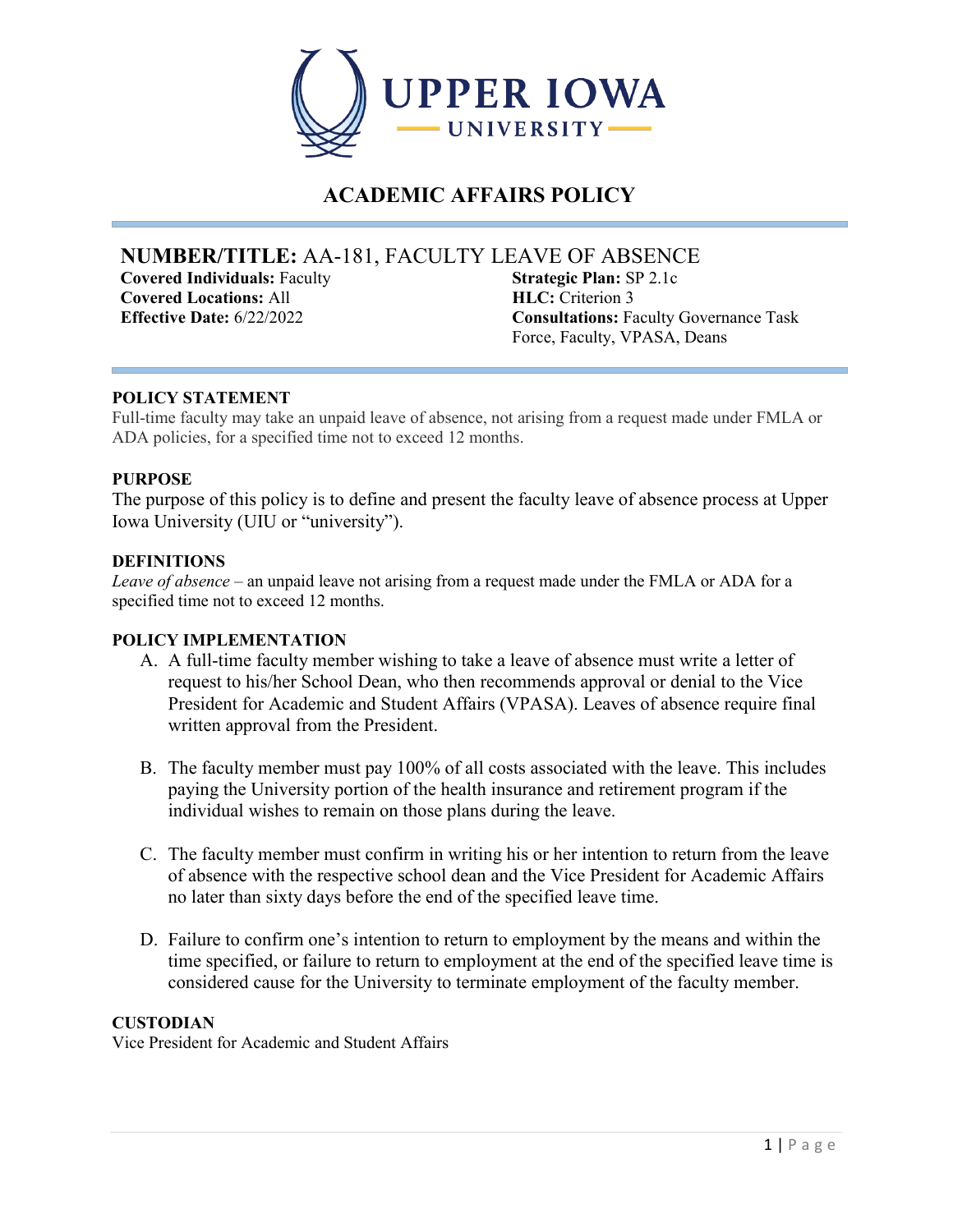# ACADEMIC AFFAIRS POLICY

## NUMBER/TITLE: AA-181, FACULTY LEAVE OF ABSENCE

**Covered Individuals:** Faculty
**Covered Locations:** All
**Effective Date:** 6/22/2022

**Strategic Plan:** SP 2.1c
**HLC:** Criterion 3
**Consultations:** Faculty Governance Task Force, Faculty, VPASA, Deans

### POLICY STATEMENT

Full-time faculty may take an unpaid leave of absence, not arising from a request made under FMLA or ADA policies, for a specified time not to exceed 12 months.

### PURPOSE

The purpose of this policy is to define and present the faculty leave of absence process at Upper Iowa University (UIU or "university").

### DEFINITIONS

*Leave of absence* – an unpaid leave not arising from a request made under the FMLA or ADA for a specified time not to exceed 12 months.

### POLICY IMPLEMENTATION

A. A full-time faculty member wishing to take a leave of absence must write a letter of request to his/her School Dean, who then recommends approval or denial to the Vice President for Academic and Student Affairs (VPASA). Leaves of absence require final written approval from the President.

B. The faculty member must pay 100% of all costs associated with the leave. This includes paying the University portion of the health insurance and retirement program if the individual wishes to remain on those plans during the leave.

C. The faculty member must confirm in writing his or her intention to return from the leave of absence with the respective school dean and the Vice President for Academic Affairs no later than sixty days before the end of the specified leave time.

D. Failure to confirm one's intention to return to employment by the means and within the time specified, or failure to return to employment at the end of the specified leave time is considered cause for the University to terminate employment of the faculty member.

### CUSTODIAN

Vice President for Academic and Student Affairs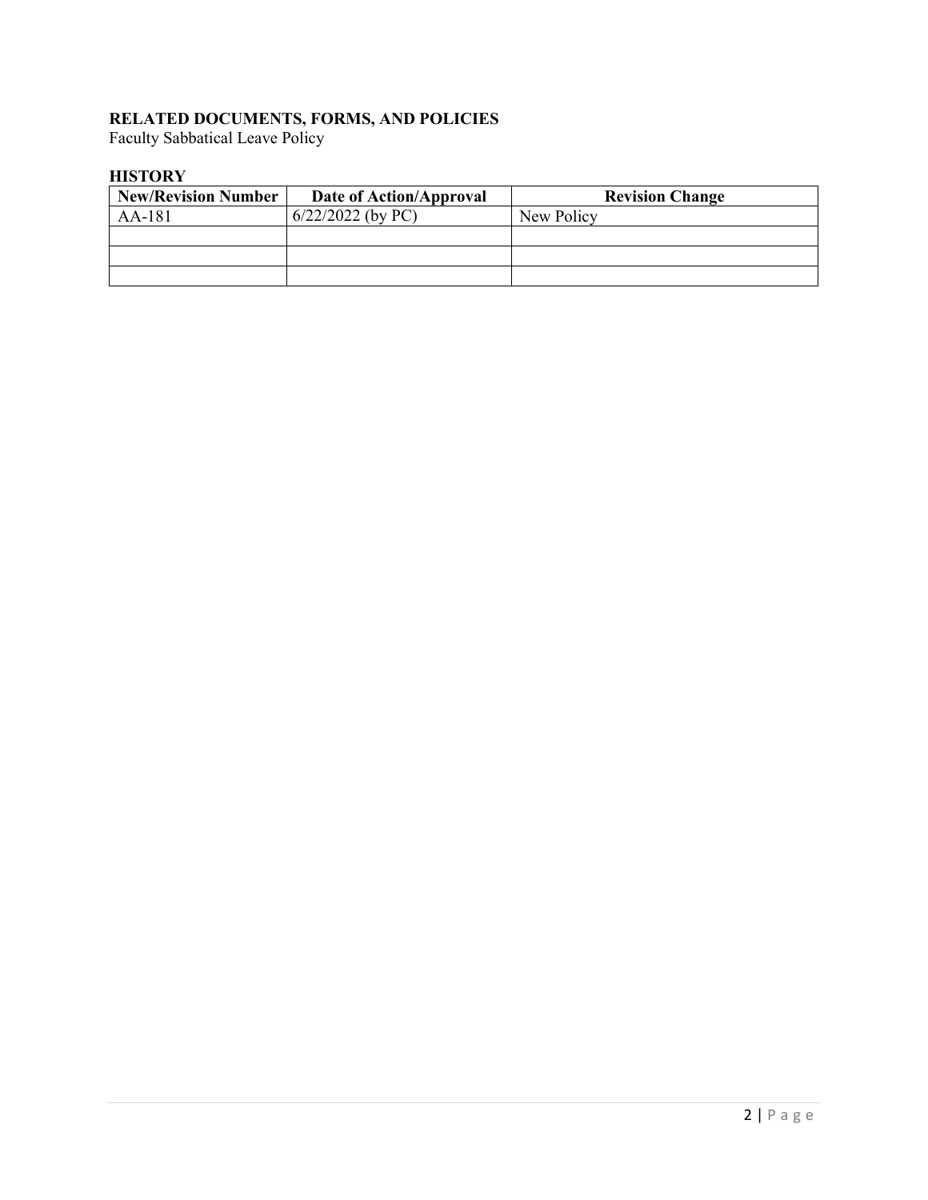**RELATED DOCUMENTS, FORMS, AND POLICIES**

Faculty Sabbatical Leave Policy

**HISTORY**

| New/Revision Number | Date of Action/Approval | Revision Change |
| --- | --- | --- |
| AA-181 | 6/22/2022 (by PC) | New Policy |
| | | |
| | | |
| | | |